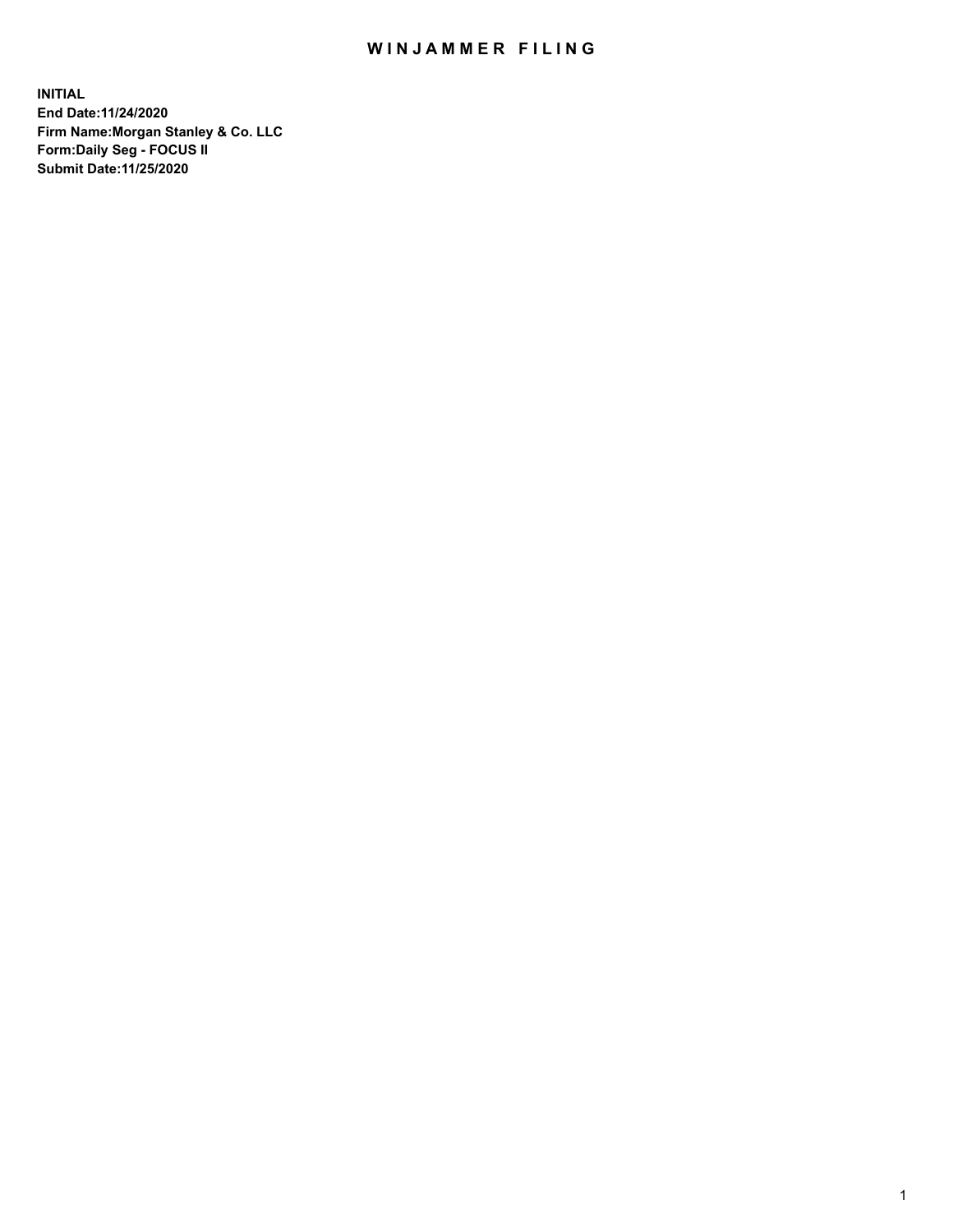# WINJAMMER FILING

**INITIAL**
**End Date:11/24/2020**
**Firm Name:Morgan Stanley & Co. LLC**
**Form:Daily Seg - FOCUS II**
**Submit Date:11/25/2020**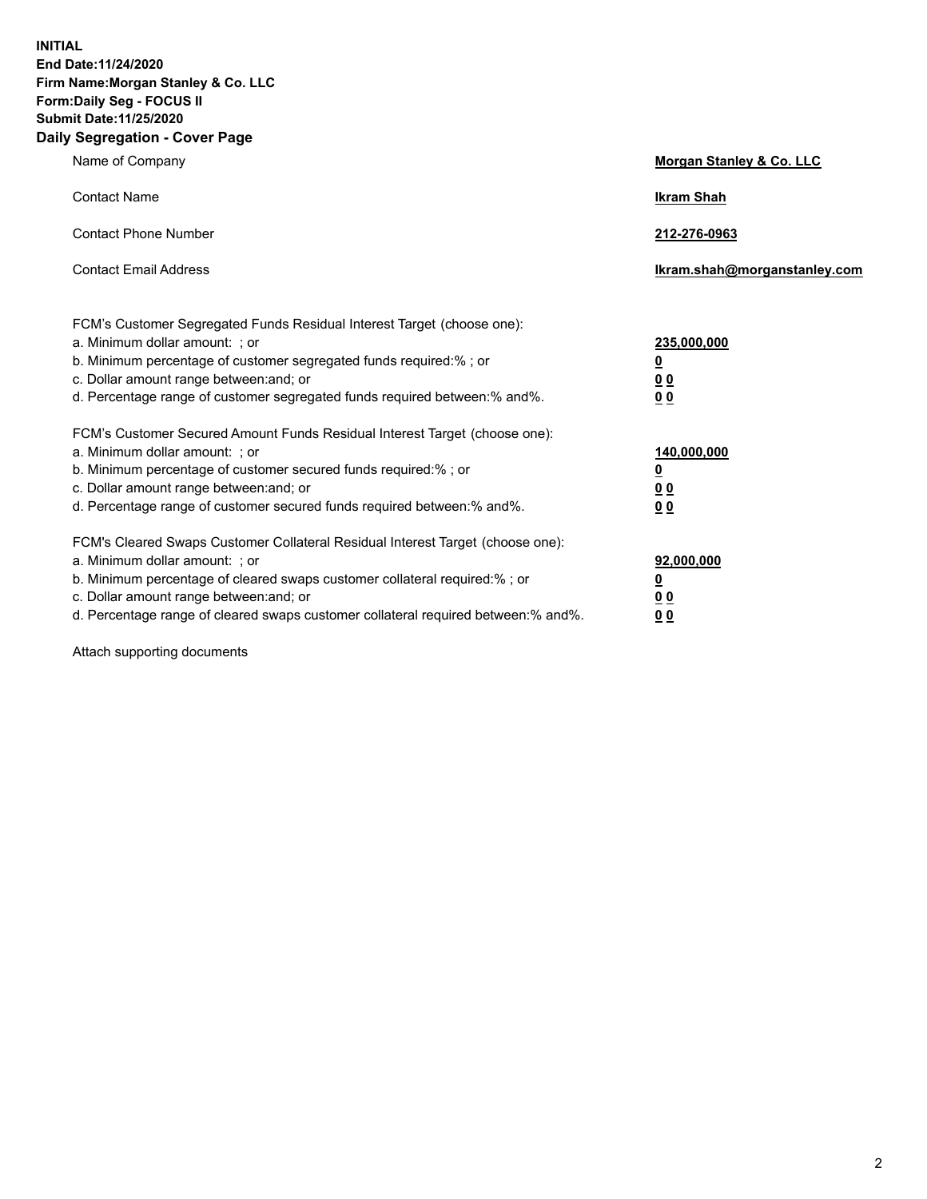**INITIAL**
**End Date:11/24/2020**
**Firm Name:Morgan Stanley & Co. LLC**
**Form:Daily Seg - FOCUS II**
**Submit Date:11/25/2020**
**Daily Segregation - Cover Page**

| | |
|---|---|
| Name of Company | **Morgan Stanley & Co. LLC** |
| Contact Name | **Ikram Shah** |
| Contact Phone Number | **212-276-0963** |
| Contact Email Address | **Ikram.shah@morganstanley.com** |
| FCM's Customer Segregated Funds Residual Interest Target (choose one): | |
| a. Minimum dollar amount: ; or | **235,000,000** |
| b. Minimum percentage of customer segregated funds required:% ; or | **0** |
| c. Dollar amount range between:and; or | **0 0** |
| d. Percentage range of customer segregated funds required between:% and%. | **0 0** |
| FCM's Customer Secured Amount Funds Residual Interest Target (choose one): | |
| a. Minimum dollar amount: ; or | **140,000,000** |
| b. Minimum percentage of customer secured funds required:% ; or | **0** |
| c. Dollar amount range between:and; or | **0 0** |
| d. Percentage range of customer secured funds required between:% and%. | **0 0** |
| FCM's Cleared Swaps Customer Collateral Residual Interest Target (choose one): | |
| a. Minimum dollar amount: ; or | **92,000,000** |
| b. Minimum percentage of cleared swaps customer collateral required:% ; or | **0** |
| c. Dollar amount range between:and; or | **0 0** |
| d. Percentage range of cleared swaps customer collateral required between:% and%. | **0 0** |

Attach supporting documents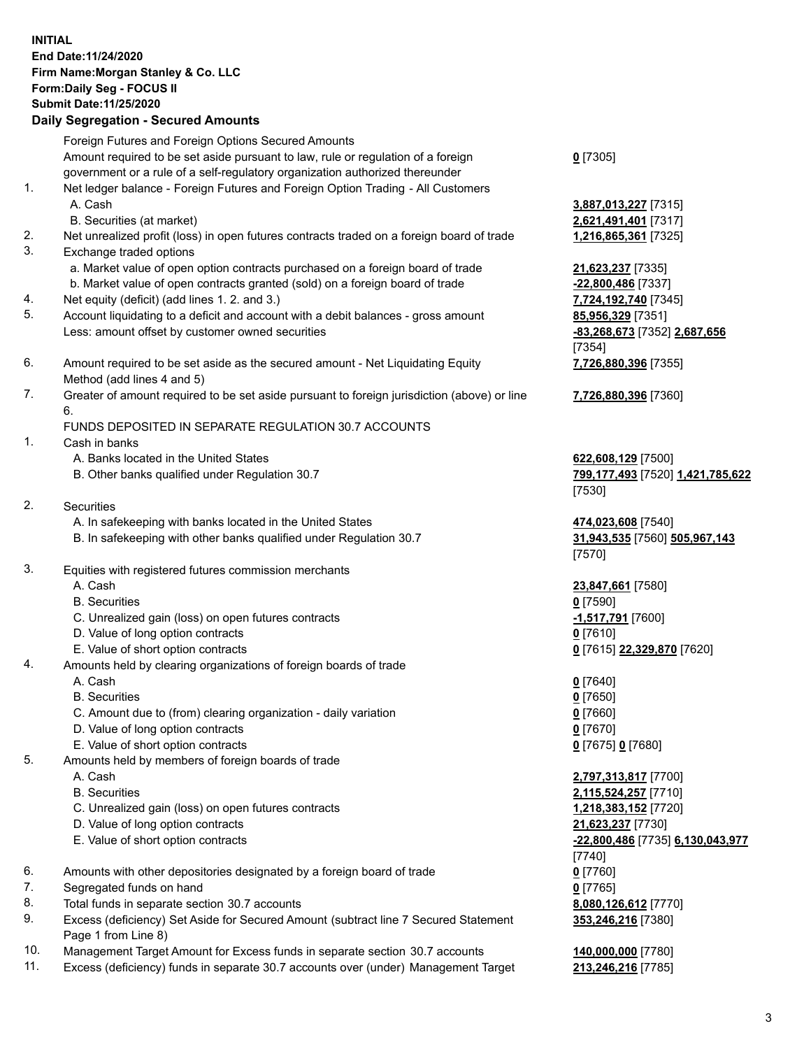**INITIAL**
**End Date:11/24/2020**
**Firm Name:Morgan Stanley & Co. LLC**
**Form:Daily Seg - FOCUS II**
**Submit Date:11/25/2020**

## Daily Segregation - Secured Amounts

| | | |
|---|---|---|
| | Foreign Futures and Foreign Options Secured Amounts | |
| | Amount required to be set aside pursuant to law, rule or regulation of a foreign government or a rule of a self-regulatory organization authorized thereunder | **0** [7305] |
| 1. | Net ledger balance - Foreign Futures and Foreign Option Trading - All Customers | |
| | A. Cash | **3,887,013,227** [7315] |
| | B. Securities (at market) | **2,621,491,401** [7317] |
| 2. | Net unrealized profit (loss) in open futures contracts traded on a foreign board of trade | **1,216,865,361** [7325] |
| 3. | Exchange traded options | |
| | a. Market value of open option contracts purchased on a foreign board of trade | **21,623,237** [7335] |
| | b. Market value of open contracts granted (sold) on a foreign board of trade | **-22,800,486** [7337] |
| 4. | Net equity (deficit) (add lines 1. 2. and 3.) | **7,724,192,740** [7345] |
| 5. | Account liquidating to a deficit and account with a debit balances - gross amount | **85,956,329** [7351] |
| | Less: amount offset by customer owned securities | **-83,268,673** [7352] **2,687,656** [7354] |
| 6. | Amount required to be set aside as the secured amount - Net Liquidating Equity Method (add lines 4 and 5) | **7,726,880,396** [7355] |
| 7. | Greater of amount required to be set aside pursuant to foreign jurisdiction (above) or line 6. | **7,726,880,396** [7360] |
| | FUNDS DEPOSITED IN SEPARATE REGULATION 30.7 ACCOUNTS | |
| 1. | Cash in banks | |
| | A. Banks located in the United States | **622,608,129** [7500] |
| | B. Other banks qualified under Regulation 30.7 | **799,177,493** [7520] **1,421,785,622** [7530] |
| 2. | Securities | |
| | A. In safekeeping with banks located in the United States | **474,023,608** [7540] |
| | B. In safekeeping with other banks qualified under Regulation 30.7 | **31,943,535** [7560] **505,967,143** [7570] |
| 3. | Equities with registered futures commission merchants | |
| | A. Cash | **23,847,661** [7580] |
| | B. Securities | **0** [7590] |
| | C. Unrealized gain (loss) on open futures contracts | **-1,517,791** [7600] |
| | D. Value of long option contracts | **0** [7610] |
| | E. Value of short option contracts | **0** [7615] **22,329,870** [7620] |
| 4. | Amounts held by clearing organizations of foreign boards of trade | |
| | A. Cash | **0** [7640] |
| | B. Securities | **0** [7650] |
| | C. Amount due to (from) clearing organization - daily variation | **0** [7660] |
| | D. Value of long option contracts | **0** [7670] |
| | E. Value of short option contracts | **0** [7675] **0** [7680] |
| 5. | Amounts held by members of foreign boards of trade | |
| | A. Cash | **2,797,313,817** [7700] |
| | B. Securities | **2,115,524,257** [7710] |
| | C. Unrealized gain (loss) on open futures contracts | **1,218,383,152** [7720] |
| | D. Value of long option contracts | **21,623,237** [7730] |
| | E. Value of short option contracts | **-22,800,486** [7735] **6,130,043,977** [7740] |
| 6. | Amounts with other depositories designated by a foreign board of trade | **0** [7760] |
| 7. | Segregated funds on hand | **0** [7765] |
| 8. | Total funds in separate section 30.7 accounts | **8,080,126,612** [7770] |
| 9. | Excess (deficiency) Set Aside for Secured Amount (subtract line 7 Secured Statement Page 1 from Line 8) | **353,246,216** [7380] |
| 10. | Management Target Amount for Excess funds in separate section 30.7 accounts | **140,000,000** [7780] |
| 11. | Excess (deficiency) funds in separate 30.7 accounts over (under) Management Target | **213,246,216** [7785] |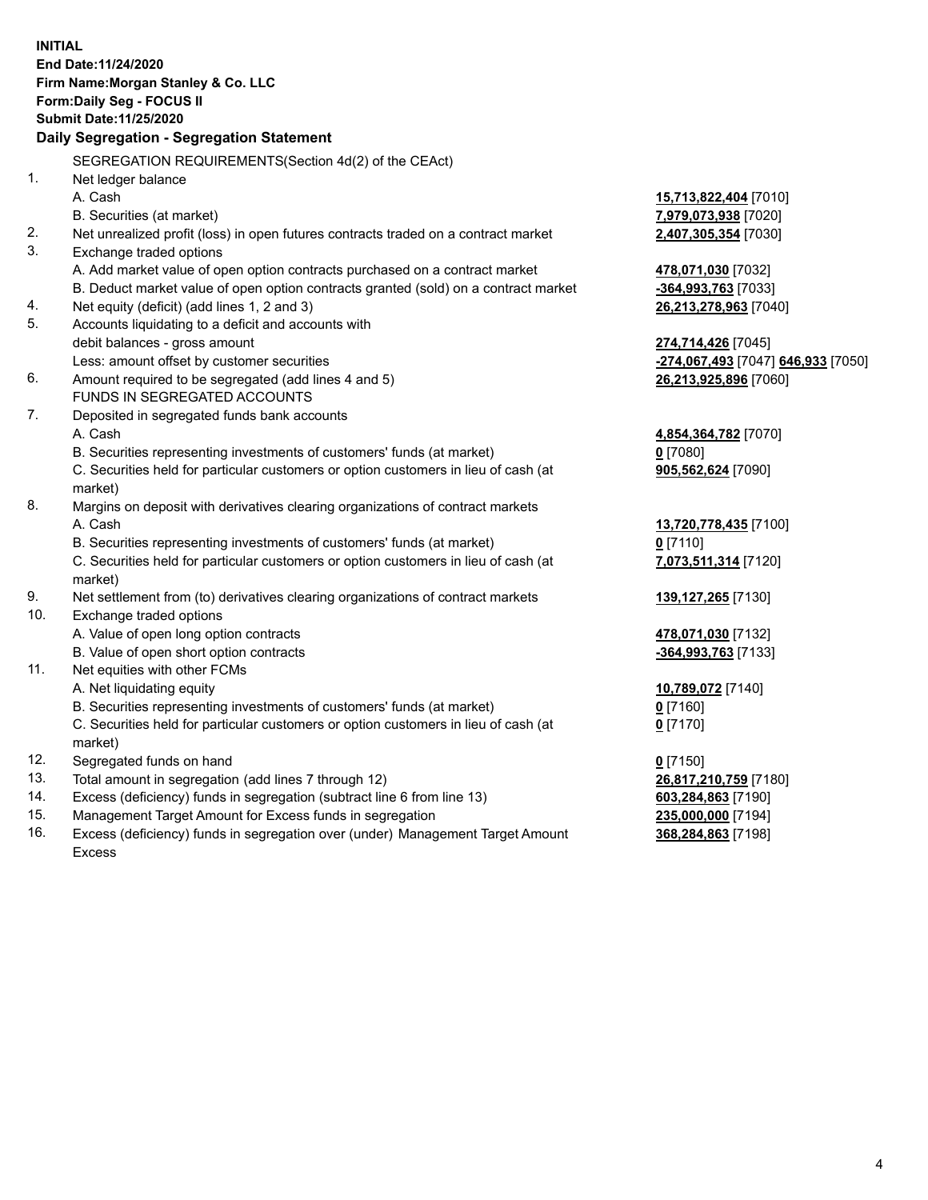**INITIAL**
**End Date:11/24/2020**
**Firm Name:Morgan Stanley & Co. LLC**
**Form:Daily Seg - FOCUS II**
**Submit Date:11/25/2020**

### Daily Segregation - Segregation Statement

| | | |
|---|---|---|
| | SEGREGATION REQUIREMENTS(Section 4d(2) of the CEAct) | |
| 1. | Net ledger balance | |
| | A. Cash | **15,713,822,404** [7010] |
| | B. Securities (at market) | **7,979,073,938** [7020] |
| 2. | Net unrealized profit (loss) in open futures contracts traded on a contract market | **2,407,305,354** [7030] |
| 3. | Exchange traded options | |
| | A. Add market value of open option contracts purchased on a contract market | **478,071,030** [7032] |
| | B. Deduct market value of open option contracts granted (sold) on a contract market | **-364,993,763** [7033] |
| 4. | Net equity (deficit) (add lines 1, 2 and 3) | **26,213,278,963** [7040] |
| 5. | Accounts liquidating to a deficit and accounts with debit balances - gross amount | **274,714,426** [7045] |
| | Less: amount offset by customer securities | **-274,067,493** [7047] **646,933** [7050] |
| 6. | Amount required to be segregated (add lines 4 and 5) | **26,213,925,896** [7060] |
| | FUNDS IN SEGREGATED ACCOUNTS | |
| 7. | Deposited in segregated funds bank accounts | |
| | A. Cash | **4,854,364,782** [7070] |
| | B. Securities representing investments of customers' funds (at market) | **0** [7080] |
| | C. Securities held for particular customers or option customers in lieu of cash (at market) | **905,562,624** [7090] |
| 8. | Margins on deposit with derivatives clearing organizations of contract markets | |
| | A. Cash | **13,720,778,435** [7100] |
| | B. Securities representing investments of customers' funds (at market) | **0** [7110] |
| | C. Securities held for particular customers or option customers in lieu of cash (at market) | **7,073,511,314** [7120] |
| 9. | Net settlement from (to) derivatives clearing organizations of contract markets | **139,127,265** [7130] |
| 10. | Exchange traded options | |
| | A. Value of open long option contracts | **478,071,030** [7132] |
| | B. Value of open short option contracts | **-364,993,763** [7133] |
| 11. | Net equities with other FCMs | |
| | A. Net liquidating equity | **10,789,072** [7140] |
| | B. Securities representing investments of customers' funds (at market) | **0** [7160] |
| | C. Securities held for particular customers or option customers in lieu of cash (at market) | **0** [7170] |
| 12. | Segregated funds on hand | **0** [7150] |
| 13. | Total amount in segregation (add lines 7 through 12) | **26,817,210,759** [7180] |
| 14. | Excess (deficiency) funds in segregation (subtract line 6 from line 13) | **603,284,863** [7190] |
| 15. | Management Target Amount for Excess funds in segregation | **235,000,000** [7194] |
| 16. | Excess (deficiency) funds in segregation over (under) Management Target Amount Excess | **368,284,863** [7198] |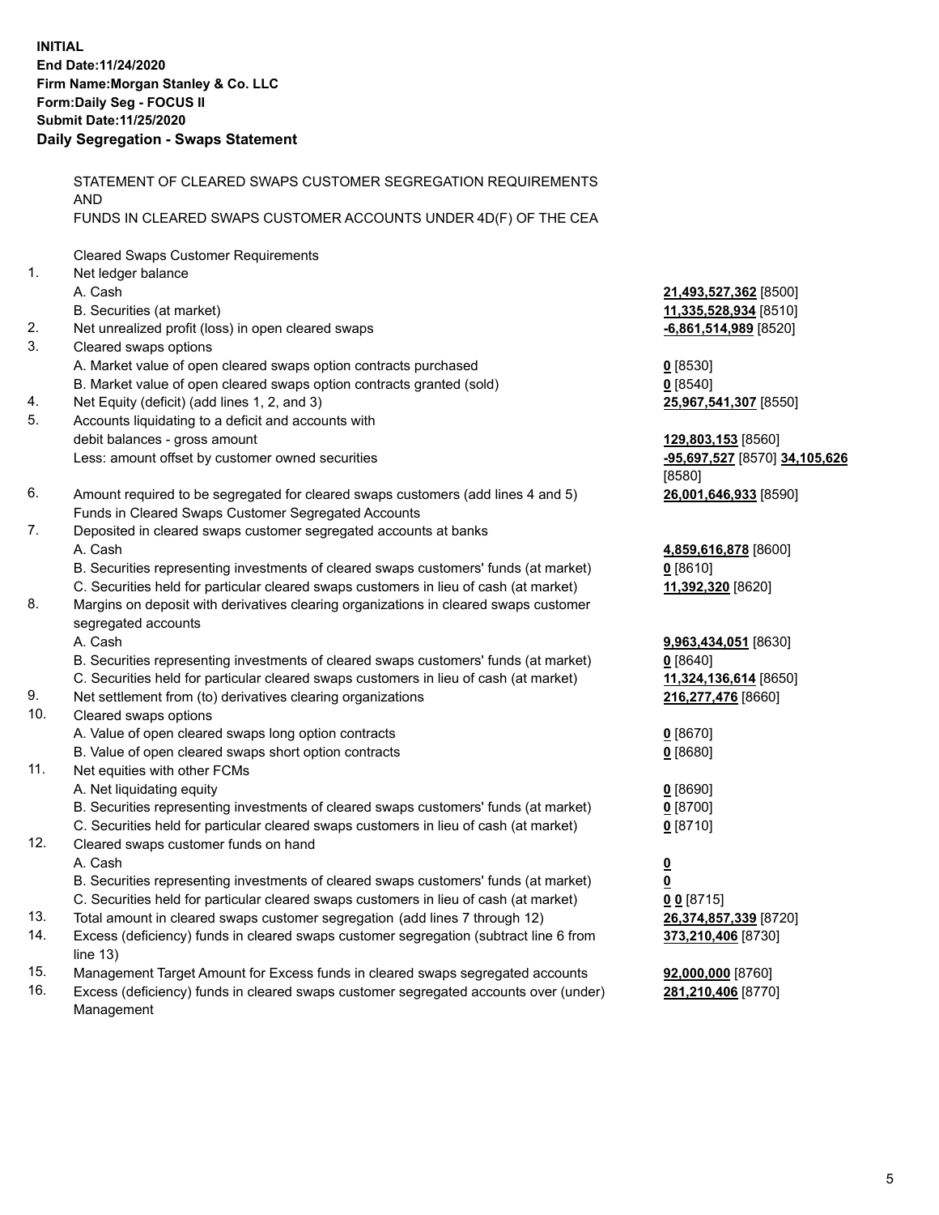**INITIAL**
**End Date:11/24/2020**
**Firm Name:Morgan Stanley & Co. LLC**
**Form:Daily Seg - FOCUS II**
**Submit Date:11/25/2020**
**Daily Segregation - Swaps Statement**

STATEMENT OF CLEARED SWAPS CUSTOMER SEGREGATION REQUIREMENTS AND
FUNDS IN CLEARED SWAPS CUSTOMER ACCOUNTS UNDER 4D(F) OF THE CEA

| | | |
|---|---|---|
| | Cleared Swaps Customer Requirements | |
| 1. | Net ledger balance | |
| | A. Cash | **21,493,527,362** [8500] |
| | B. Securities (at market) | **11,335,528,934** [8510] |
| 2. | Net unrealized profit (loss) in open cleared swaps | **-6,861,514,989** [8520] |
| 3. | Cleared swaps options | |
| | A. Market value of open cleared swaps option contracts purchased | **0** [8530] |
| | B. Market value of open cleared swaps option contracts granted (sold) | **0** [8540] |
| 4. | Net Equity (deficit) (add lines 1, 2, and 3) | **25,967,541,307** [8550] |
| 5. | Accounts liquidating to a deficit and accounts with | |
| | debit balances - gross amount | **129,803,153** [8560] |
| | Less: amount offset by customer owned securities | **-95,697,527** [8570] **34,105,626** [8580] |
| 6. | Amount required to be segregated for cleared swaps customers (add lines 4 and 5) | **26,001,646,933** [8590] |
| | Funds in Cleared Swaps Customer Segregated Accounts | |
| 7. | Deposited in cleared swaps customer segregated accounts at banks | |
| | A. Cash | **4,859,616,878** [8600] |
| | B. Securities representing investments of cleared swaps customers' funds (at market) | **0** [8610] |
| | C. Securities held for particular cleared swaps customers in lieu of cash (at market) | **11,392,320** [8620] |
| 8. | Margins on deposit with derivatives clearing organizations in cleared swaps customer segregated accounts | |
| | A. Cash | **9,963,434,051** [8630] |
| | B. Securities representing investments of cleared swaps customers' funds (at market) | **0** [8640] |
| | C. Securities held for particular cleared swaps customers in lieu of cash (at market) | **11,324,136,614** [8650] |
| 9. | Net settlement from (to) derivatives clearing organizations | **216,277,476** [8660] |
| 10. | Cleared swaps options | |
| | A. Value of open cleared swaps long option contracts | **0** [8670] |
| | B. Value of open cleared swaps short option contracts | **0** [8680] |
| 11. | Net equities with other FCMs | |
| | A. Net liquidating equity | **0** [8690] |
| | B. Securities representing investments of cleared swaps customers' funds (at market) | **0** [8700] |
| | C. Securities held for particular cleared swaps customers in lieu of cash (at market) | **0** [8710] |
| 12. | Cleared swaps customer funds on hand | |
| | A. Cash | **0** |
| | B. Securities representing investments of cleared swaps customers' funds (at market) | **0** |
| | C. Securities held for particular cleared swaps customers in lieu of cash (at market) | **0** **0** [8715] |
| 13. | Total amount in cleared swaps customer segregation (add lines 7 through 12) | **26,374,857,339** [8720] |
| 14. | Excess (deficiency) funds in cleared swaps customer segregation (subtract line 6 from line 13) | **373,210,406** [8730] |
| 15. | Management Target Amount for Excess funds in cleared swaps segregated accounts | **92,000,000** [8760] |
| 16. | Excess (deficiency) funds in cleared swaps customer segregated accounts over (under) Management | **281,210,406** [8770] |